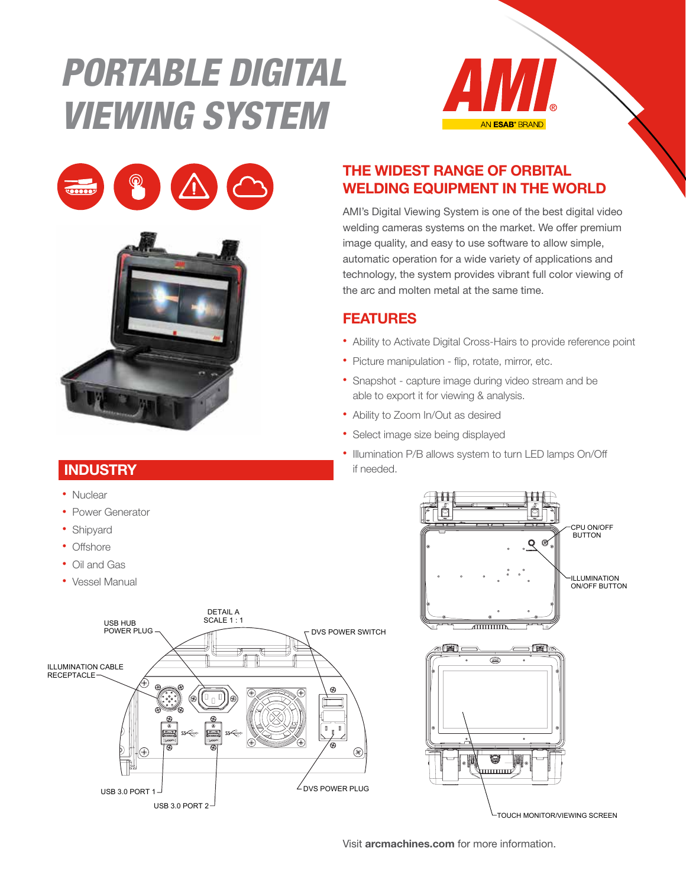# PORTABLE DIGITAL VIEWING SYSTEM

AMI® AN ESAB® BRAND

## THE WIDEST RANGE OF ORBITAL WELDING EQUIPMENT IN THE WORLD

AMI's Digital Viewing System is one of the best digital video welding cameras systems on the market. We offer premium image quality, and easy to use software to allow simple, automatic operation for a wide variety of applications and technology, the system provides vibrant full color viewing of the arc and molten metal at the same time.

## FEATURES

- Ability to Activate Digital Cross-Hairs to provide reference point
- Picture manipulation - flip, rotate, mirror, etc.
- Snapshot - capture image during video stream and be able to export it for viewing & analysis.
- Ability to Zoom In/Out as desired
- Select image size being displayed
- Illumination P/B allows system to turn LED lamps On/Off if needed.

## INDUSTRY

- Nuclear
- Power Generator
- Shipyard
- Offshore
- Oil and Gas
- Vessel Manual

DETAIL A
SCALE 1 : 1

USB HUB POWER PLUG
DVS POWER SWITCH
ILLUMINATION CABLE RECEPTACLE
USB 3.0 PORT 1
USB 3.0 PORT 2
DVS POWER PLUG

CPU ON/OFF BUTTON
ILLUMINATION ON/OFF BUTTON
TOUCH MONITOR/VIEWING SCREEN

Visit **arcmachines.com** for more information.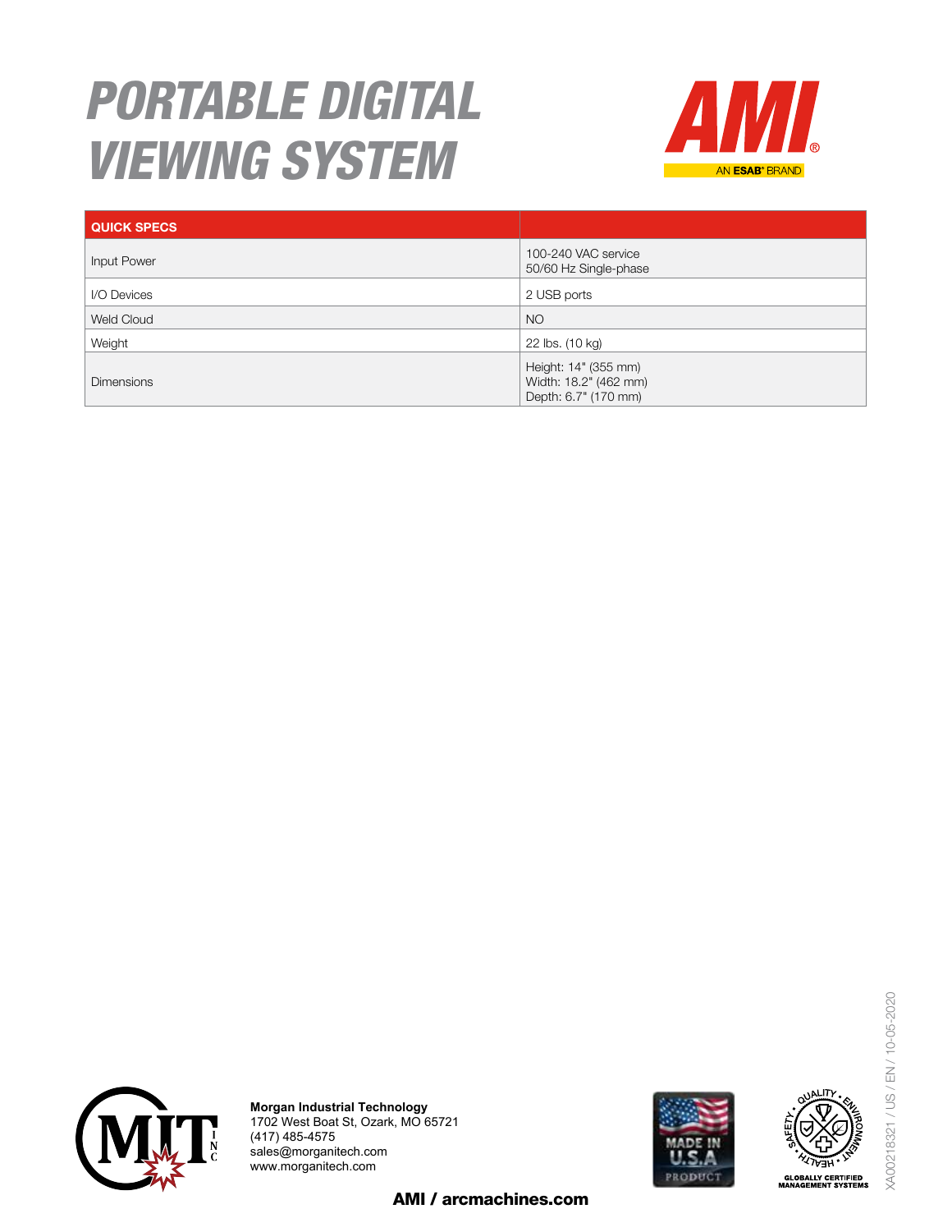# PORTABLE DIGITAL VIEWING SYSTEM

AMI® AN ESAB® BRAND

| QUICK SPECS | |
|---|---|
| Input Power | 100-240 VAC service<br>50/60 Hz Single-phase |
| I/O Devices | 2 USB ports |
| Weld Cloud | NO |
| Weight | 22 lbs. (10 kg) |
| Dimensions | Height: 14" (355 mm)<br>Width: 18.2" (462 mm)<br>Depth: 6.7" (170 mm) |

**Morgan Industrial Technology**
1702 West Boat St, Ozark, MO 65721
(417) 485-4575
sales@morganitech.com
www.morganitech.com

MADE IN U.S.A PRODUCT

QUALITY • ENVIRONMENT • HEALTH • SAFETY
GLOBALLY CERTIFIED MANAGEMENT SYSTEMS

XA00218321 / US / EN / 10-05-2020

**AMI / arcmachines.com**